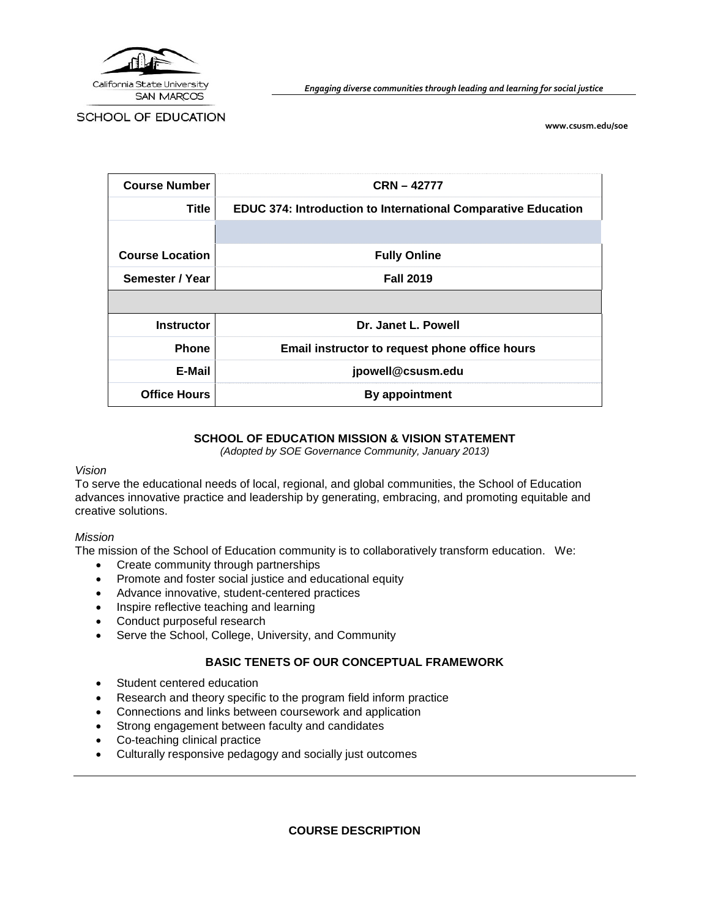California State University
SAN MARCOS

SCHOOL OF EDUCATION

*Engaging diverse communities through leading and learning for social justice*

www.csusm.edu/soe

| Course Number | CRN – 42777 |
|---|---|
| Title | EDUC 374: Introduction to International Comparative Education |
| | |
| Course Location | Fully Online |
| Semester / Year | Fall 2019 |
| | |
| Instructor | Dr. Janet L. Powell |
| Phone | Email instructor to request phone office hours |
| E-Mail | jpowell@csusm.edu |
| Office Hours | By appointment |

## SCHOOL OF EDUCATION MISSION & VISION STATEMENT

*(Adopted by SOE Governance Community, January 2013)*

*Vision*

To serve the educational needs of local, regional, and global communities, the School of Education advances innovative practice and leadership by generating, embracing, and promoting equitable and creative solutions.

*Mission*

The mission of the School of Education community is to collaboratively transform education. We:

- Create community through partnerships
- Promote and foster social justice and educational equity
- Advance innovative, student-centered practices
- Inspire reflective teaching and learning
- Conduct purposeful research
- Serve the School, College, University, and Community

## BASIC TENETS OF OUR CONCEPTUAL FRAMEWORK

- Student centered education
- Research and theory specific to the program field inform practice
- Connections and links between coursework and application
- Strong engagement between faculty and candidates
- Co-teaching clinical practice
- Culturally responsive pedagogy and socially just outcomes

---

## COURSE DESCRIPTION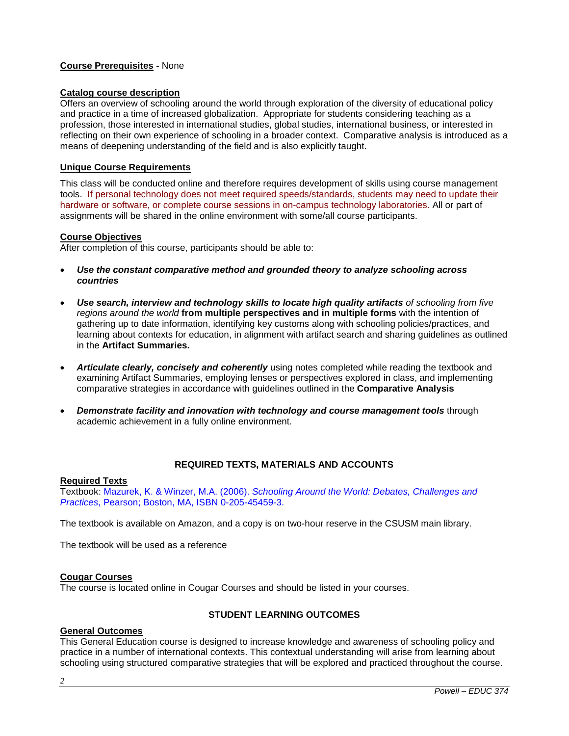**Course Prerequisites -** None

**Catalog course description**

Offers an overview of schooling around the world through exploration of the diversity of educational policy and practice in a time of increased globalization. Appropriate for students considering teaching as a profession, those interested in international studies, global studies, international business, or interested in reflecting on their own experience of schooling in a broader context. Comparative analysis is introduced as a means of deepening understanding of the field and is also explicitly taught.

**Unique Course Requirements**

This class will be conducted online and therefore requires development of skills using course management tools. If personal technology does not meet required speeds/standards, students may need to update their hardware or software, or complete course sessions in on-campus technology laboratories. All or part of assignments will be shared in the online environment with some/all course participants.

**Course Objectives**

After completion of this course, participants should be able to:

- ***Use the constant comparative method and grounded theory to analyze schooling across countries***
- ***Use search, interview and technology skills to locate high quality artifacts*** *of schooling from five regions around the world* **from multiple perspectives and in multiple forms** with the intention of gathering up to date information, identifying key customs along with schooling policies/practices, and learning about contexts for education, in alignment with artifact search and sharing guidelines as outlined in the **Artifact Summaries.**
- ***Articulate clearly, concisely and coherently*** using notes completed while reading the textbook and examining Artifact Summaries, employing lenses or perspectives explored in class, and implementing comparative strategies in accordance with guidelines outlined in the **Comparative Analysis**
- ***Demonstrate facility and innovation with technology and course management tools*** through academic achievement in a fully online environment.

## REQUIRED TEXTS, MATERIALS AND ACCOUNTS

**Required Texts**

Textbook: Mazurek, K. & Winzer, M.A. (2006). *Schooling Around the World: Debates, Challenges and Practices*, Pearson; Boston, MA, ISBN 0-205-45459-3.

The textbook is available on Amazon, and a copy is on two-hour reserve in the CSUSM main library.

The textbook will be used as a reference

**Cougar Courses**

The course is located online in Cougar Courses and should be listed in your courses.

## STUDENT LEARNING OUTCOMES

**General Outcomes**

This General Education course is designed to increase knowledge and awareness of schooling policy and practice in a number of international contexts. This contextual understanding will arise from learning about schooling using structured comparative strategies that will be explored and practiced throughout the course.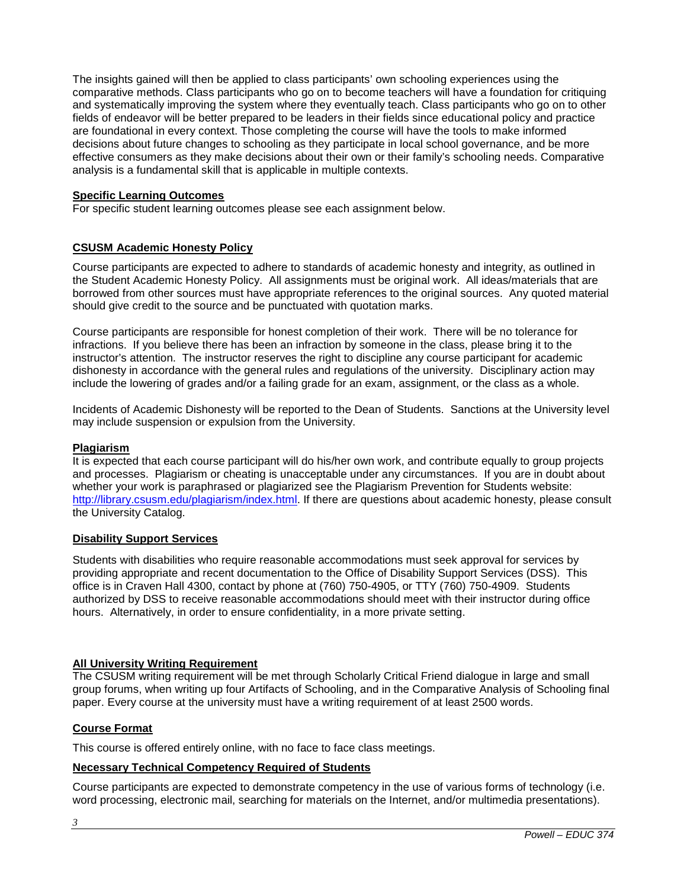The insights gained will then be applied to class participants' own schooling experiences using the comparative methods. Class participants who go on to become teachers will have a foundation for critiquing and systematically improving the system where they eventually teach. Class participants who go on to other fields of endeavor will be better prepared to be leaders in their fields since educational policy and practice are foundational in every context. Those completing the course will have the tools to make informed decisions about future changes to schooling as they participate in local school governance, and be more effective consumers as they make decisions about their own or their family's schooling needs. Comparative analysis is a fundamental skill that is applicable in multiple contexts.

## Specific Learning Outcomes

For specific student learning outcomes please see each assignment below.

## CSUSM Academic Honesty Policy

Course participants are expected to adhere to standards of academic honesty and integrity, as outlined in the Student Academic Honesty Policy. All assignments must be original work. All ideas/materials that are borrowed from other sources must have appropriate references to the original sources. Any quoted material should give credit to the source and be punctuated with quotation marks.

Course participants are responsible for honest completion of their work. There will be no tolerance for infractions. If you believe there has been an infraction by someone in the class, please bring it to the instructor's attention. The instructor reserves the right to discipline any course participant for academic dishonesty in accordance with the general rules and regulations of the university. Disciplinary action may include the lowering of grades and/or a failing grade for an exam, assignment, or the class as a whole.

Incidents of Academic Dishonesty will be reported to the Dean of Students. Sanctions at the University level may include suspension or expulsion from the University.

## Plagiarism

It is expected that each course participant will do his/her own work, and contribute equally to group projects and processes. Plagiarism or cheating is unacceptable under any circumstances. If you are in doubt about whether your work is paraphrased or plagiarized see the Plagiarism Prevention for Students website: http://library.csusm.edu/plagiarism/index.html. If there are questions about academic honesty, please consult the University Catalog.

## Disability Support Services

Students with disabilities who require reasonable accommodations must seek approval for services by providing appropriate and recent documentation to the Office of Disability Support Services (DSS). This office is in Craven Hall 4300, contact by phone at (760) 750-4905, or TTY (760) 750-4909. Students authorized by DSS to receive reasonable accommodations should meet with their instructor during office hours. Alternatively, in order to ensure confidentiality, in a more private setting.

## All University Writing Requirement

The CSUSM writing requirement will be met through Scholarly Critical Friend dialogue in large and small group forums, when writing up four Artifacts of Schooling, and in the Comparative Analysis of Schooling final paper. Every course at the university must have a writing requirement of at least 2500 words.

## Course Format

This course is offered entirely online, with no face to face class meetings.

## Necessary Technical Competency Required of Students

Course participants are expected to demonstrate competency in the use of various forms of technology (i.e. word processing, electronic mail, searching for materials on the Internet, and/or multimedia presentations).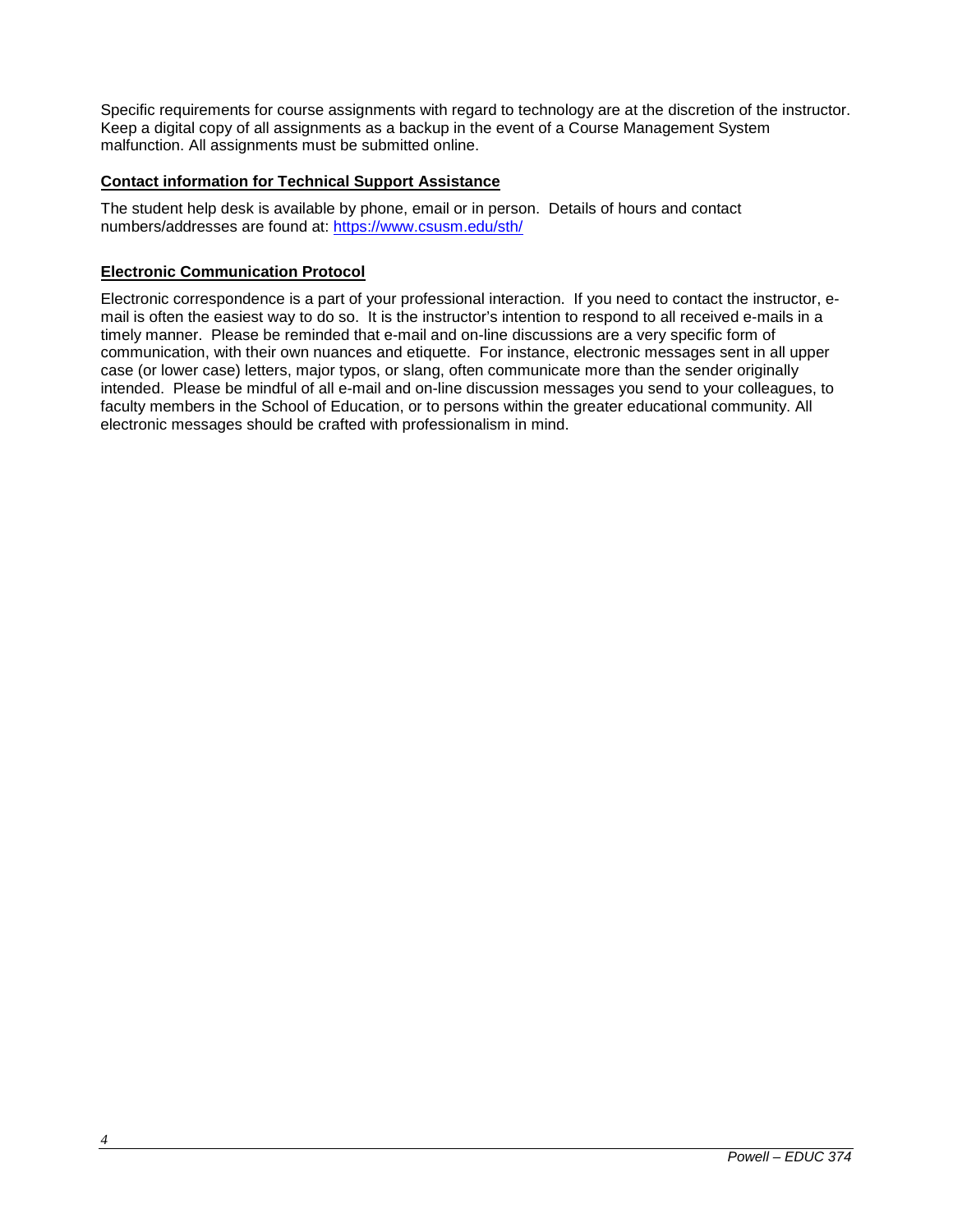Specific requirements for course assignments with regard to technology are at the discretion of the instructor. Keep a digital copy of all assignments as a backup in the event of a Course Management System malfunction. All assignments must be submitted online.

### Contact information for Technical Support Assistance

The student help desk is available by phone, email or in person. Details of hours and contact numbers/addresses are found at: https://www.csusm.edu/sth/

### Electronic Communication Protocol

Electronic correspondence is a part of your professional interaction. If you need to contact the instructor, e-mail is often the easiest way to do so. It is the instructor's intention to respond to all received e-mails in a timely manner. Please be reminded that e-mail and on-line discussions are a very specific form of communication, with their own nuances and etiquette. For instance, electronic messages sent in all upper case (or lower case) letters, major typos, or slang, often communicate more than the sender originally intended. Please be mindful of all e-mail and on-line discussion messages you send to your colleagues, to faculty members in the School of Education, or to persons within the greater educational community. All electronic messages should be crafted with professionalism in mind.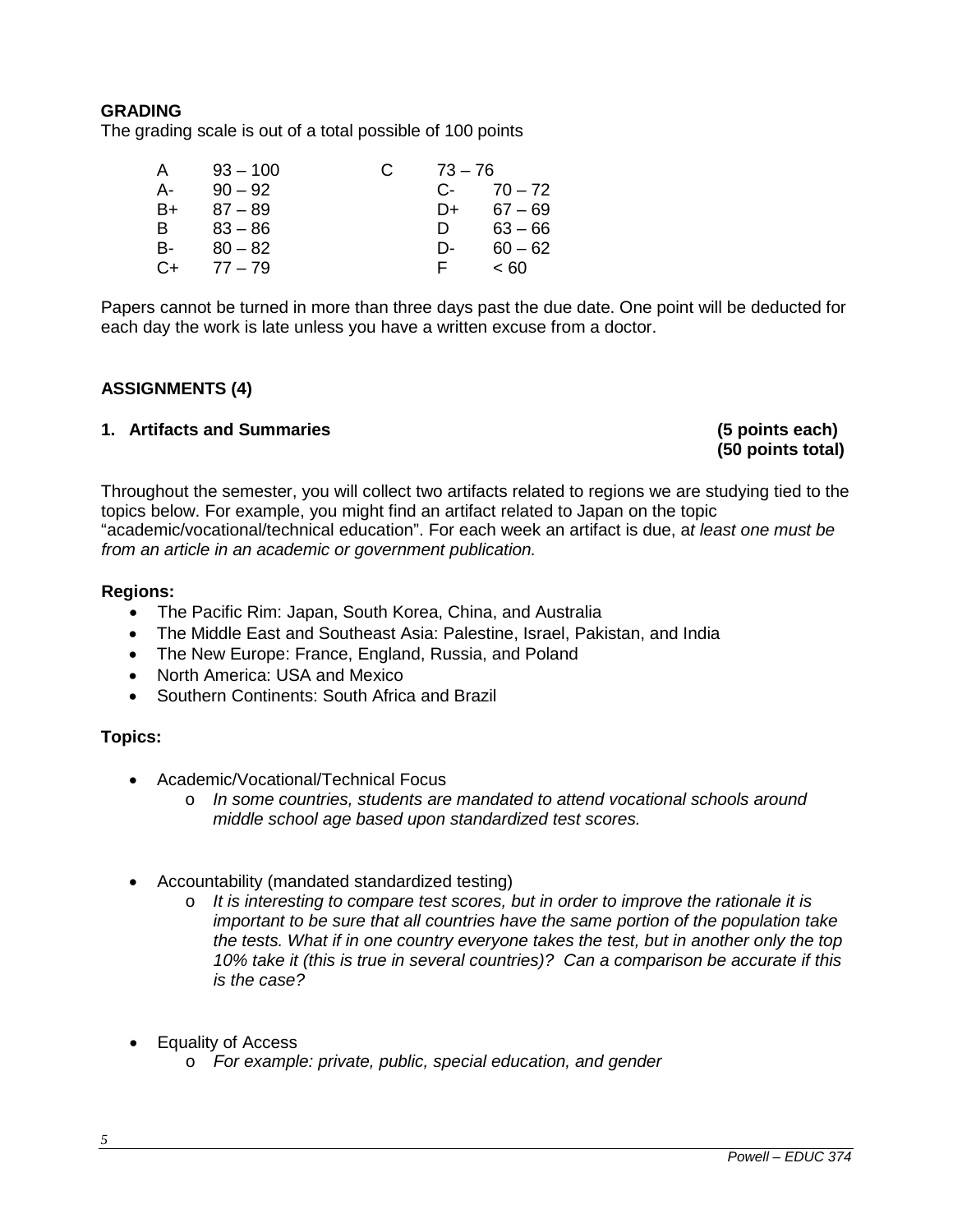**GRADING**

The grading scale is out of a total possible of 100 points

| Grade | Points | Grade | Points |
|---|---|---|---|
| A | 93 – 100 | C | 73 – 76 |
| A- | 90 – 92 | C- | 70 – 72 |
| B+ | 87 – 89 | D+ | 67 – 69 |
| B | 83 – 86 | D | 63 – 66 |
| B- | 80 – 82 | D- | 60 – 62 |
| C+ | 77 – 79 | F | < 60 |

Papers cannot be turned in more than three days past the due date. One point will be deducted for each day the work is late unless you have a written excuse from a doctor.

**ASSIGNMENTS (4)**

**1. Artifacts and Summaries** **(5 points each)**
**(50 points total)**

Throughout the semester, you will collect two artifacts related to regions we are studying tied to the topics below. For example, you might find an artifact related to Japan on the topic "academic/vocational/technical education". For each week an artifact is due, a*t least one must be from an article in an academic or government publication.*

**Regions:**

- The Pacific Rim: Japan, South Korea, China, and Australia
- The Middle East and Southeast Asia: Palestine, Israel, Pakistan, and India
- The New Europe: France, England, Russia, and Poland
- North America: USA and Mexico
- Southern Continents: South Africa and Brazil

**Topics:**

- Academic/Vocational/Technical Focus
  - *In some countries, students are mandated to attend vocational schools around middle school age based upon standardized test scores.*
- Accountability (mandated standardized testing)
  - *It is interesting to compare test scores, but in order to improve the rationale it is important to be sure that all countries have the same portion of the population take the tests. What if in one country everyone takes the test, but in another only the top 10% take it (this is true in several countries)? Can a comparison be accurate if this is the case?*
- Equality of Access
  - *For example: private, public, special education, and gender*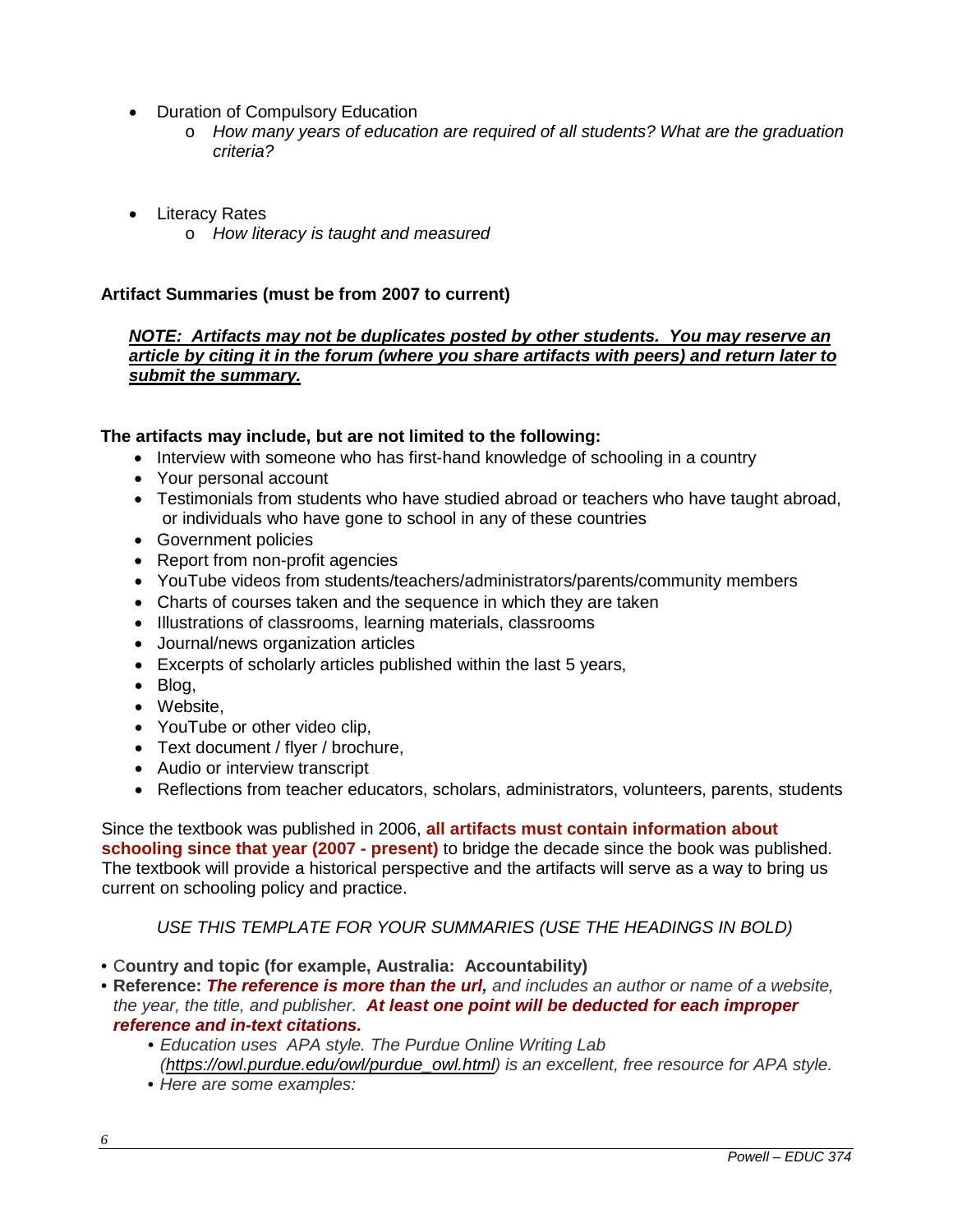- Duration of Compulsory Education
  - *How many years of education are required of all students? What are the graduation criteria?*

- Literacy Rates
  - *How literacy is taught and measured*

**Artifact Summaries (must be from 2007 to current)**

***NOTE: Artifacts may not be duplicates posted by other students. You may reserve an article by citing it in the forum (where you share artifacts with peers) and return later to submit the summary.***

**The artifacts may include, but are not limited to the following:**

- Interview with someone who has first-hand knowledge of schooling in a country
- Your personal account
- Testimonials from students who have studied abroad or teachers who have taught abroad, or individuals who have gone to school in any of these countries
- Government policies
- Report from non-profit agencies
- YouTube videos from students/teachers/administrators/parents/community members
- Charts of courses taken and the sequence in which they are taken
- Illustrations of classrooms, learning materials, classrooms
- Journal/news organization articles
- Excerpts of scholarly articles published within the last 5 years,
- Blog,
- Website,
- YouTube or other video clip,
- Text document / flyer / brochure,
- Audio or interview transcript
- Reflections from teacher educators, scholars, administrators, volunteers, parents, students

Since the textbook was published in 2006, **all artifacts must contain information about schooling since that year (2007 - present)** to bridge the decade since the book was published. The textbook will provide a historical perspective and the artifacts will serve as a way to bring us current on schooling policy and practice.

*USE THIS TEMPLATE FOR YOUR SUMMARIES (USE THE HEADINGS IN BOLD)*

- C**ountry and topic (for example, Australia: Accountability)**
- **Reference:** ***The reference is more than the url,*** *and includes an author or name of a website, the year, the title, and publisher.* ***At least one point will be deducted for each improper reference and in-text citations.***
  - *Education uses APA style. The Purdue Online Writing Lab (https://owl.purdue.edu/owl/purdue_owl.html) is an excellent, free resource for APA style.*
  - *Here are some examples:*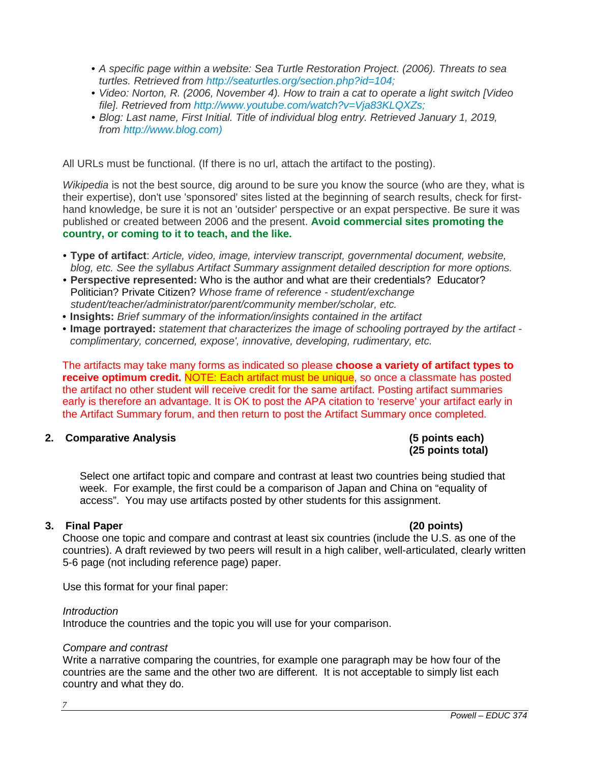- *A specific page within a website: Sea Turtle Restoration Project. (2006). Threats to sea turtles. Retrieved from http://seaturtles.org/section.php?id=104;*
- *Video: Norton, R. (2006, November 4). How to train a cat to operate a light switch [Video file]. Retrieved from http://www.youtube.com/watch?v=Vja83KLQXZs;*
- *Blog: Last name, First Initial. Title of individual blog entry. Retrieved January 1, 2019, from http://www.blog.com)*

All URLs must be functional. (If there is no url, attach the artifact to the posting).

*Wikipedia* is not the best source, dig around to be sure you know the source (who are they, what is their expertise), don't use 'sponsored' sites listed at the beginning of search results, check for first-hand knowledge, be sure it is not an 'outsider' perspective or an expat perspective. Be sure it was published or created between 2006 and the present. **Avoid commercial sites promoting the country, or coming to it to teach, and the like.**

- **Type of artifact**: *Article, video, image, interview transcript, governmental document, website, blog, etc. See the syllabus Artifact Summary assignment detailed description for more options.*
- **Perspective represented:** Who is the author and what are their credentials? Educator? Politician? Private Citizen? *Whose frame of reference - student/exchange student/teacher/administrator/parent/community member/scholar, etc.*
- **Insights:** *Brief summary of the information/insights contained in the artifact*
- **Image portrayed:** *statement that characterizes the image of schooling portrayed by the artifact - complimentary, concerned, expose', innovative, developing, rudimentary, etc.*

The artifacts may take many forms as indicated so please **choose a variety of artifact types to receive optimum credit.** NOTE: Each artifact must be unique, so once a classmate has posted the artifact no other student will receive credit for the same artifact. Posting artifact summaries early is therefore an advantage. It is OK to post the APA citation to 'reserve' your artifact early in the Artifact Summary forum, and then return to post the Artifact Summary once completed.

### 2. Comparative Analysis (5 points each) (25 points total)

Select one artifact topic and compare and contrast at least two countries being studied that week. For example, the first could be a comparison of Japan and China on "equality of access". You may use artifacts posted by other students for this assignment.

### 3. Final Paper (20 points)

Choose one topic and compare and contrast at least six countries (include the U.S. as one of the countries). A draft reviewed by two peers will result in a high caliber, well-articulated, clearly written 5-6 page (not including reference page) paper.

Use this format for your final paper:

*Introduction*
Introduce the countries and the topic you will use for your comparison.

*Compare and contrast*
Write a narrative comparing the countries, for example one paragraph may be how four of the countries are the same and the other two are different. It is not acceptable to simply list each country and what they do.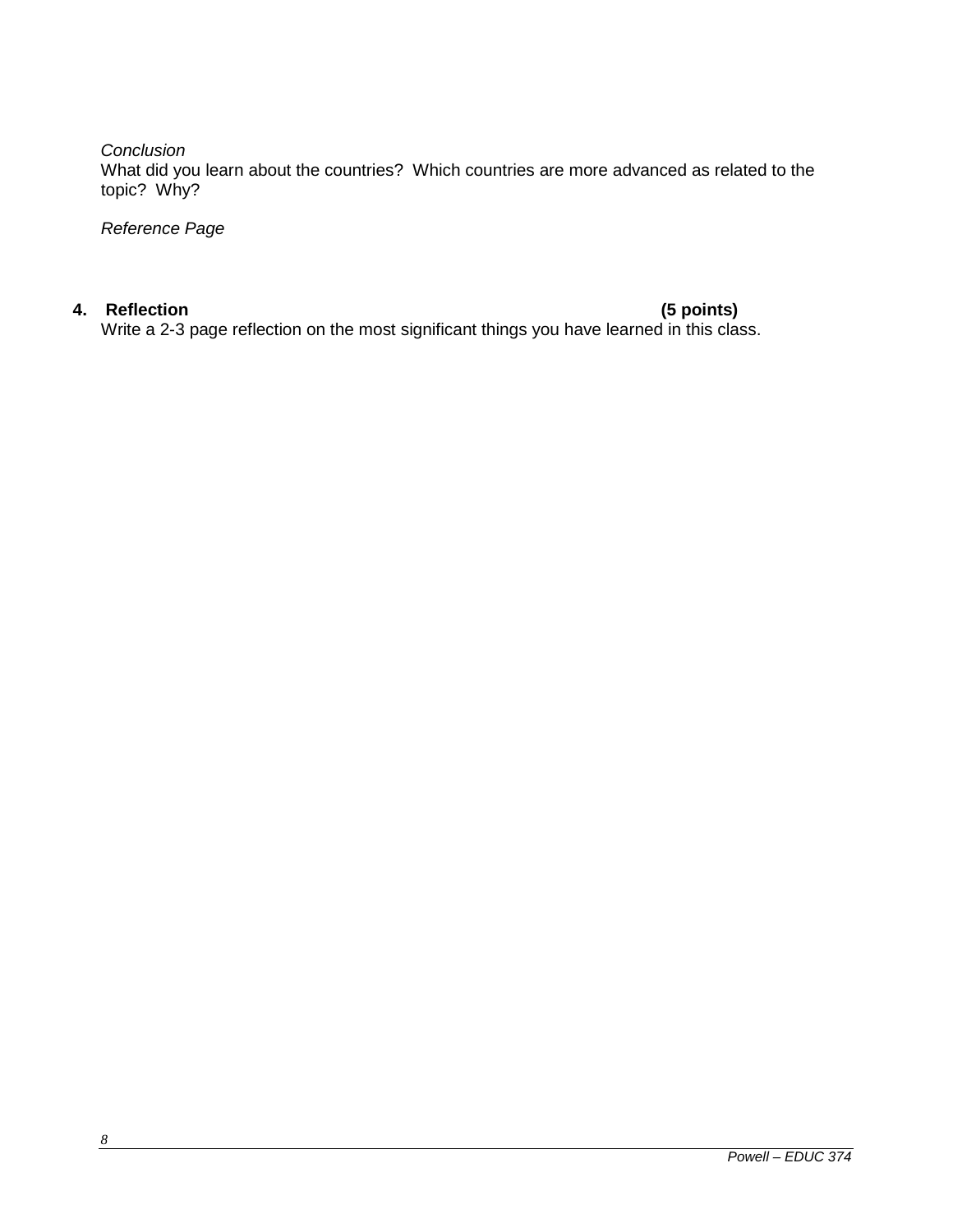*Conclusion*
What did you learn about the countries? Which countries are more advanced as related to the topic? Why?

*Reference Page*

**4. Reflection (5 points)**
Write a 2-3 page reflection on the most significant things you have learned in this class.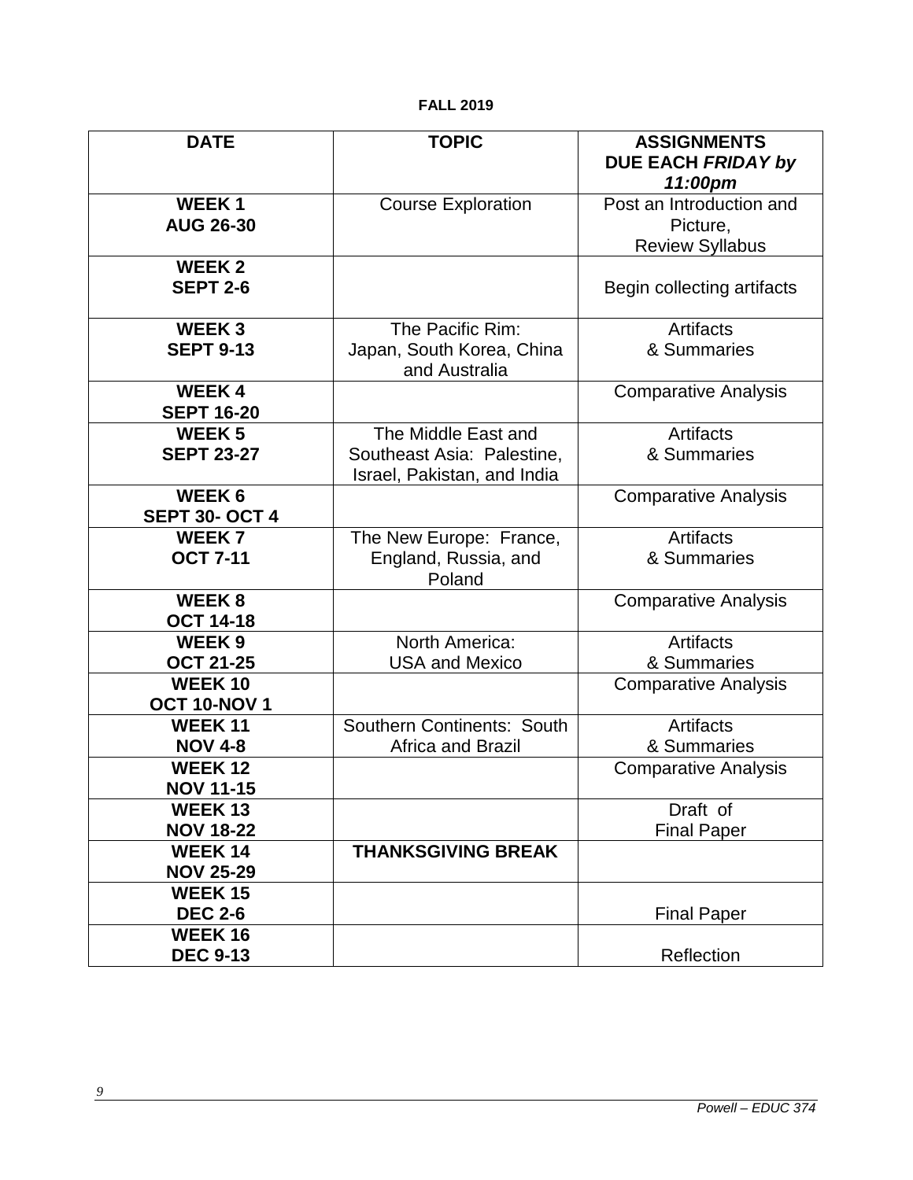**FALL 2019**

| DATE | TOPIC | ASSIGNMENTS DUE EACH *FRIDAY by 11:00pm* |
|---|---|---|
| **WEEK 1 AUG 26-30** | Course Exploration | Post an Introduction and Picture, Review Syllabus |
| **WEEK 2 SEPT 2-6** | | Begin collecting artifacts |
| **WEEK 3 SEPT 9-13** | The Pacific Rim: Japan, South Korea, China and Australia | Artifacts & Summaries |
| **WEEK 4 SEPT 16-20** | | Comparative Analysis |
| **WEEK 5 SEPT 23-27** | The Middle East and Southeast Asia: Palestine, Israel, Pakistan, and India | Artifacts & Summaries |
| **WEEK 6 SEPT 30- OCT 4** | | Comparative Analysis |
| **WEEK 7 OCT 7-11** | The New Europe: France, England, Russia, and Poland | Artifacts & Summaries |
| **WEEK 8 OCT 14-18** | | Comparative Analysis |
| **WEEK 9 OCT 21-25** | North America: USA and Mexico | Artifacts & Summaries |
| **WEEK 10 OCT 10-NOV 1** | | Comparative Analysis |
| **WEEK 11 NOV 4-8** | Southern Continents: South Africa and Brazil | Artifacts & Summaries |
| **WEEK 12 NOV 11-15** | | Comparative Analysis |
| **WEEK 13 NOV 18-22** | | Draft of Final Paper |
| **WEEK 14 NOV 25-29** | **THANKSGIVING BREAK** | |
| **WEEK 15 DEC 2-6** | | Final Paper |
| **WEEK 16 DEC 9-13** | | Reflection |